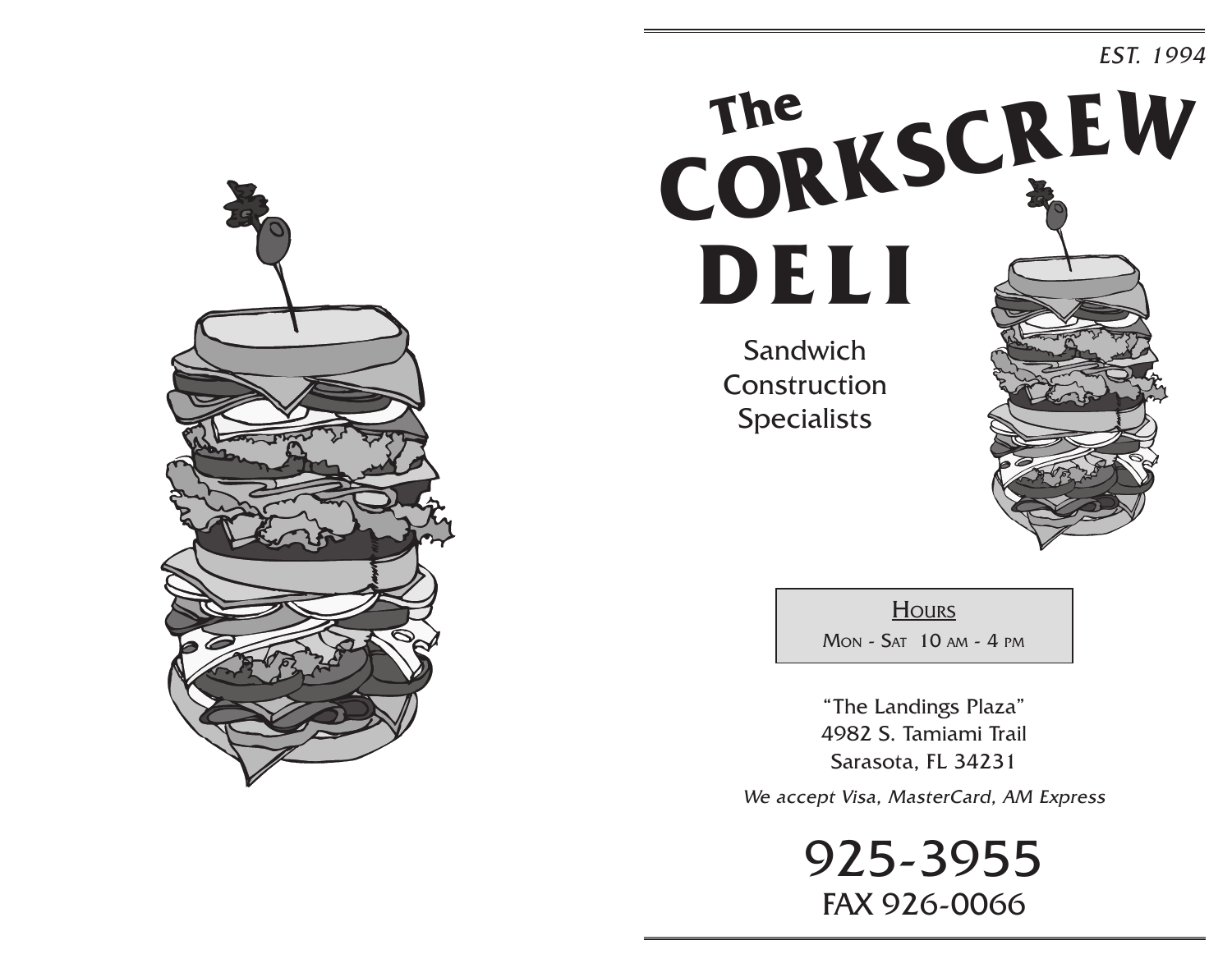*EST. 1994*

# The CORKSCREW DELI

Sandwich
Construction
Specialists

**Hours**

Mon - Sat 10 am - 4 pm

"The Landings Plaza"
4982 S. Tamiami Trail
Sarasota, FL 34231

*We accept Visa, MasterCard, AM Express*

## 925-3955

FAX 926-0066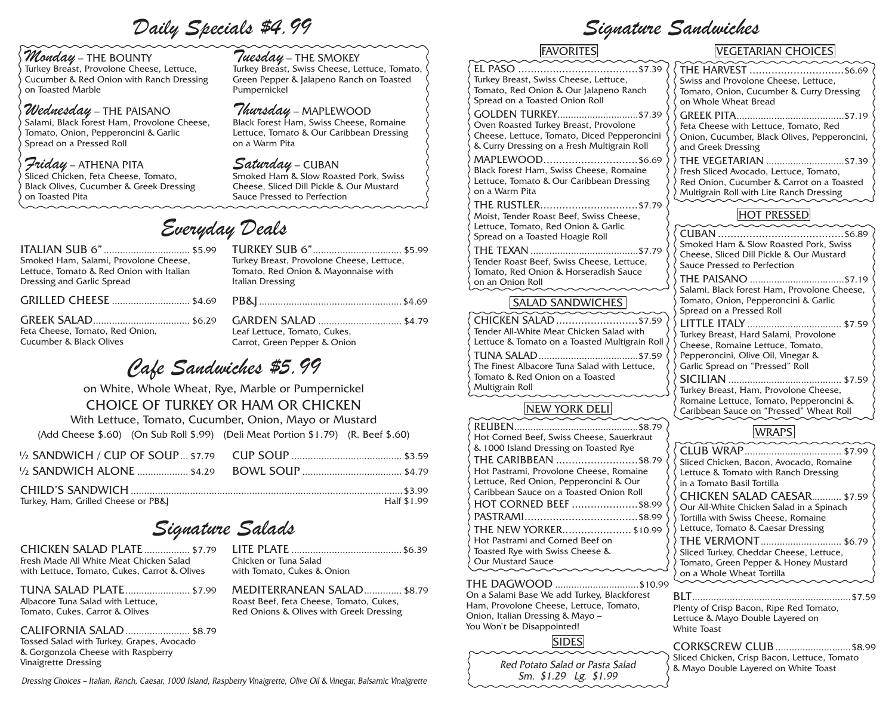# Daily Specials $4.99

***Monday*** – THE BOUNTY
Turkey Breast, Provolone Cheese, Lettuce, Cucumber & Red Onion with Ranch Dressing on Toasted Marble

***Tuesday*** – THE SMOKEY
Turkey Breast, Swiss Cheese, Lettuce, Tomato, Green Pepper & Jalapeno Ranch on Toasted Pumpernickel

***Wednesday*** – THE PAISANO
Salami, Black Forest Ham, Provolone Cheese, Tomato, Onion, Pepperoncini & Garlic Spread on a Pressed Roll

***Thursday*** – MAPLEWOOD
Black Forest Ham, Swiss Cheese, Romaine Lettuce, Tomato & Our Caribbean Dressing on a Warm Pita

***Friday*** – ATHENA PITA
Sliced Chicken, Feta Cheese, Tomato, Black Olives, Cucumber & Greek Dressing on Toasted Pita

***Saturday*** – CUBAN
Smoked Ham & Slow Roasted Pork, Swiss Cheese, Sliced Dill Pickle & Our Mustard Sauce Pressed to Perfection

# Everyday Deals

**ITALIAN SUB 6"** ........ $5.99
Smoked Ham, Salami, Provolone Cheese, Lettuce, Tomato & Red Onion with Italian Dressing and Garlic Spread

**TURKEY SUB 6"** ........ $5.99
Turkey Breast, Provolone Cheese, Lettuce, Tomato, Red Onion & Mayonnaise with Italian Dressing

**GRILLED CHEESE** ........ $4.69

**PB&J** ........ $4.69

**GREEK SALAD** ........ $6.29
Feta Cheese, Tomato, Red Onion, Cucumber & Black Olives

**GARDEN SALAD** ........ $4.79
Leaf Lettuce, Tomato, Cukes, Carrot, Green Pepper & Onion

# Cafe Sandwiches $5.99

on White, Whole Wheat, Rye, Marble or Pumpernickel

**CHOICE OF TURKEY OR HAM OR CHICKEN**

With Lettuce, Tomato, Cucumber, Onion, Mayo or Mustard

(Add Cheese $.60) (On Sub Roll $.99) (Deli Meat Portion $1.79) (R. Beef $.60)

**½ SANDWICH / CUP OF SOUP** ... $7.79

**½ SANDWICH ALONE** ........ $4.29

**CUP SOUP** ........ $3.59

**BOWL SOUP** ........ $4.79

**CHILD'S SANDWICH** ........ $3.99
Turkey, Ham, Grilled Cheese or PB&J — Half $1.99

# Signature Salads

**CHICKEN SALAD PLATE** ........ $7.79
Fresh Made All White Meat Chicken Salad with Lettuce, Tomato, Cukes, Carrot & Olives

**LITE PLATE** ........ $6.39
Chicken or Tuna Salad with Tomato, Cukes & Onion

**TUNA SALAD PLATE** ........ $7.99
Albacore Tuna Salad with Lettuce, Tomato, Cukes, Carrot & Olives

**MEDITERRANEAN SALAD** ........ $8.79
Roast Beef, Feta Cheese, Tomato, Cukes, Red Onions & Olives with Greek Dressing

**CALIFORNIA SALAD** ........ $8.79
Tossed Salad with Turkey, Grapes, Avocado & Gorgonzola Cheese with Raspberry Vinaigrette Dressing

*Dressing Choices – Italian, Ranch, Caesar, 1000 Island, Raspberry Vinaigrette, Olive Oil & Vinegar, Balsamic Vinaigrette*

# Signature Sandwiches

## FAVORITES

**EL PASO** ........ $7.39
Turkey Breast, Swiss Cheese, Lettuce, Tomato, Red Onion & Our Jalapeno Ranch Spread on a Toasted Onion Roll

**GOLDEN TURKEY** ........ $7.39
Oven Roasted Turkey Breast, Provolone Cheese, Lettuce, Tomato, Diced Pepperoncini & Curry Dressing on a Fresh Multigrain Roll

**MAPLEWOOD** ........ $6.69
Black Forest Ham, Swiss Cheese, Romaine Lettuce, Tomato & Our Caribbean Dressing on a Warm Pita

**THE RUSTLER** ........ $7.79
Moist, Tender Roast Beef, Swiss Cheese, Lettuce, Tomato, Red Onion & Garlic Spread on a Toasted Hoagie Roll

**THE TEXAN** ........ $7.79
Tender Roast Beef, Swiss Cheese, Lettuce, Tomato, Red Onion & Horseradish Sauce on an Onion Roll

## SALAD SANDWICHES

**CHICKEN SALAD** ........ $7.59
Tender All-White Meat Chicken Salad with Lettuce & Tomato on a Toasted Multigrain Roll

**TUNA SALAD** ........ $7.59
The Finest Albacore Tuna Salad with Lettuce, Tomato & Red Onion on a Toasted Multigrain Roll

## NEW YORK DELI

**REUBEN** ........ $8.79
Hot Corned Beef, Swiss Cheese, Sauerkraut & 1000 Island Dressing on Toasted Rye

**THE CARIBBEAN** ........ $8.79
Hot Pastrami, Provolone Cheese, Romaine Lettuce, Red Onion, Pepperoncini & Our Caribbean Sauce on a Toasted Onion Roll

**HOT CORNED BEEF** ........ $8.99

**PASTRAMI** ........ $8.99

**THE NEW YORKER** ........ $10.99
Hot Pastrami and Corned Beef on Toasted Rye with Swiss Cheese & Our Mustard Sauce

**THE DAGWOOD** ........ $10.99
On a Salami Base We add Turkey, Blackforest Ham, Provolone Cheese, Lettuce, Tomato, Onion, Italian Dressing & Mayo – You Won't be Disappointed!

## SIDES

*Red Potato Salad or Pasta Salad*
*Sm. $1.29 Lg. $1.99*

## VEGETARIAN CHOICES

**THE HARVEST** ........ $6.69
Swiss and Provolone Cheese, Lettuce, Tomato, Onion, Cucumber & Curry Dressing on Whole Wheat Bread

**GREEK PITA** ........ $7.19
Feta Cheese with Lettuce, Tomato, Red Onion, Cucumber, Black Olives, Pepperoncini, and Greek Dressing

**THE VEGETARIAN** ........ $7.39
Fresh Sliced Avocado, Lettuce, Tomato, Red Onion, Cucumber & Carrot on a Toasted Multigrain Roll with Lite Ranch Dressing

## HOT PRESSED

**CUBAN** ........ $6.89
Smoked Ham & Slow Roasted Pork, Swiss Cheese, Sliced Dill Pickle & Our Mustard Sauce Pressed to Perfection

**THE PAISANO** ........ $7.19
Salami, Black Forest Ham, Provolone Cheese, Tomato, Onion, Pepperoncini & Garlic Spread on a Pressed Roll

**LITTLE ITALY** ........ $7.59
Turkey Breast, Hard Salami, Provolone Cheese, Romaine Lettuce, Tomato, Pepperoncini, Olive Oil, Vinegar & Garlic Spread on "Pressed" Roll

**SICILIAN** ........ $7.59
Turkey Breast, Ham, Provolone Cheese, Romaine Lettuce, Tomato, Pepperoncini & Caribbean Sauce on "Pressed" Wheat Roll

## WRAPS

**CLUB WRAP** ........ $7.99
Sliced Chicken, Bacon, Avocado, Romaine Lettuce & Tomato with Ranch Dressing in a Tomato Basil Tortilla

**CHICKEN SALAD CAESAR** ........ $7.59
Our All-White Chicken Salad in a Spinach Tortilla with Swiss Cheese, Romaine Lettuce, Tomato & Caesar Dressing

**THE VERMONT** ........ $6.79
Sliced Turkey, Cheddar Cheese, Lettuce, Tomato, Green Pepper & Honey Mustard on a Whole Wheat Tortilla

**BLT** ........ $7.59
Plenty of Crisp Bacon, Ripe Red Tomato, Lettuce & Mayo Double Layered on White Toast

**CORKSCREW CLUB** ........ $8.99
Sliced Chicken, Crisp Bacon, Lettuce, Tomato & Mayo Double Layered on White Toast